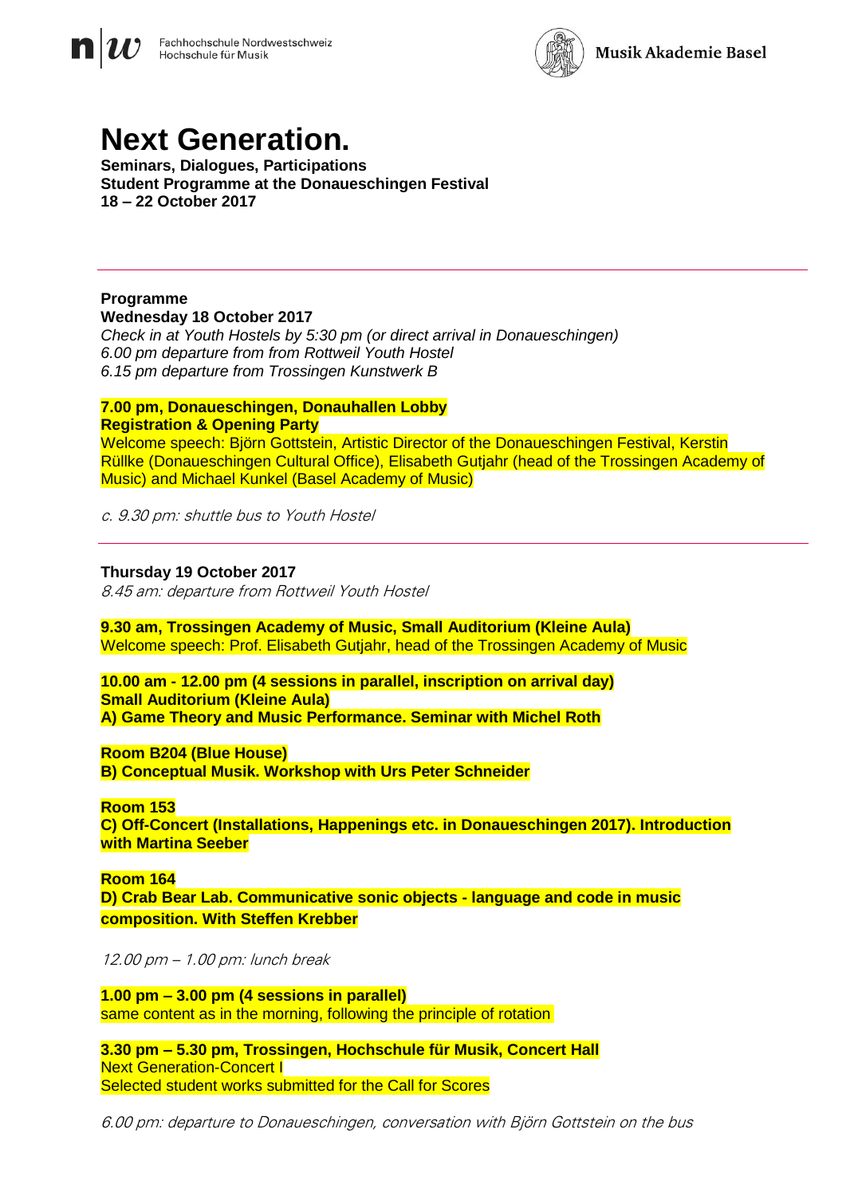Fachhochschule Nordwestschweiz
Hochschule für Musik

Musik Akademie Basel

# Next Generation.

**Seminars, Dialogues, Participations**
**Student Programme at the Donaueschingen Festival**
**18 – 22 October 2017**

---

**Programme**

**Wednesday 18 October 2017**

*Check in at Youth Hostels by 5:30 pm (or direct arrival in Donaueschingen)*
*6.00 pm departure from from Rottweil Youth Hostel*
*6.15 pm departure from Trossingen Kunstwerk B*

**7.00 pm, Donaueschingen, Donauhallen Lobby**
**Registration & Opening Party**
Welcome speech: Björn Gottstein, Artistic Director of the Donaueschingen Festival, Kerstin Rüllke (Donaueschingen Cultural Office), Elisabeth Gutjahr (head of the Trossingen Academy of Music) and Michael Kunkel (Basel Academy of Music)

*c. 9.30 pm: shuttle bus to Youth Hostel*

---

**Thursday 19 October 2017**

*8.45 am: departure from Rottweil Youth Hostel*

**9.30 am, Trossingen Academy of Music, Small Auditorium (Kleine Aula)**
Welcome speech: Prof. Elisabeth Gutjahr, head of the Trossingen Academy of Music

**10.00 am - 12.00 pm (4 sessions in parallel, inscription on arrival day)**
**Small Auditorium (Kleine Aula)**
**A) Game Theory and Music Performance. Seminar with Michel Roth**

**Room B204 (Blue House)**
**B) Conceptual Musik. Workshop with Urs Peter Schneider**

**Room 153**
**C) Off-Concert (Installations, Happenings etc. in Donaueschingen 2017). Introduction with Martina Seeber**

**Room 164**
**D) Crab Bear Lab. Communicative sonic objects - language and code in music composition. With Steffen Krebber**

*12.00 pm – 1.00 pm: lunch break*

**1.00 pm – 3.00 pm (4 sessions in parallel)**
same content as in the morning, following the principle of rotation

**3.30 pm – 5.30 pm, Trossingen, Hochschule für Musik, Concert Hall**
Next Generation-Concert I
Selected student works submitted for the Call for Scores

*6.00 pm: departure to Donaueschingen, conversation with Björn Gottstein on the bus*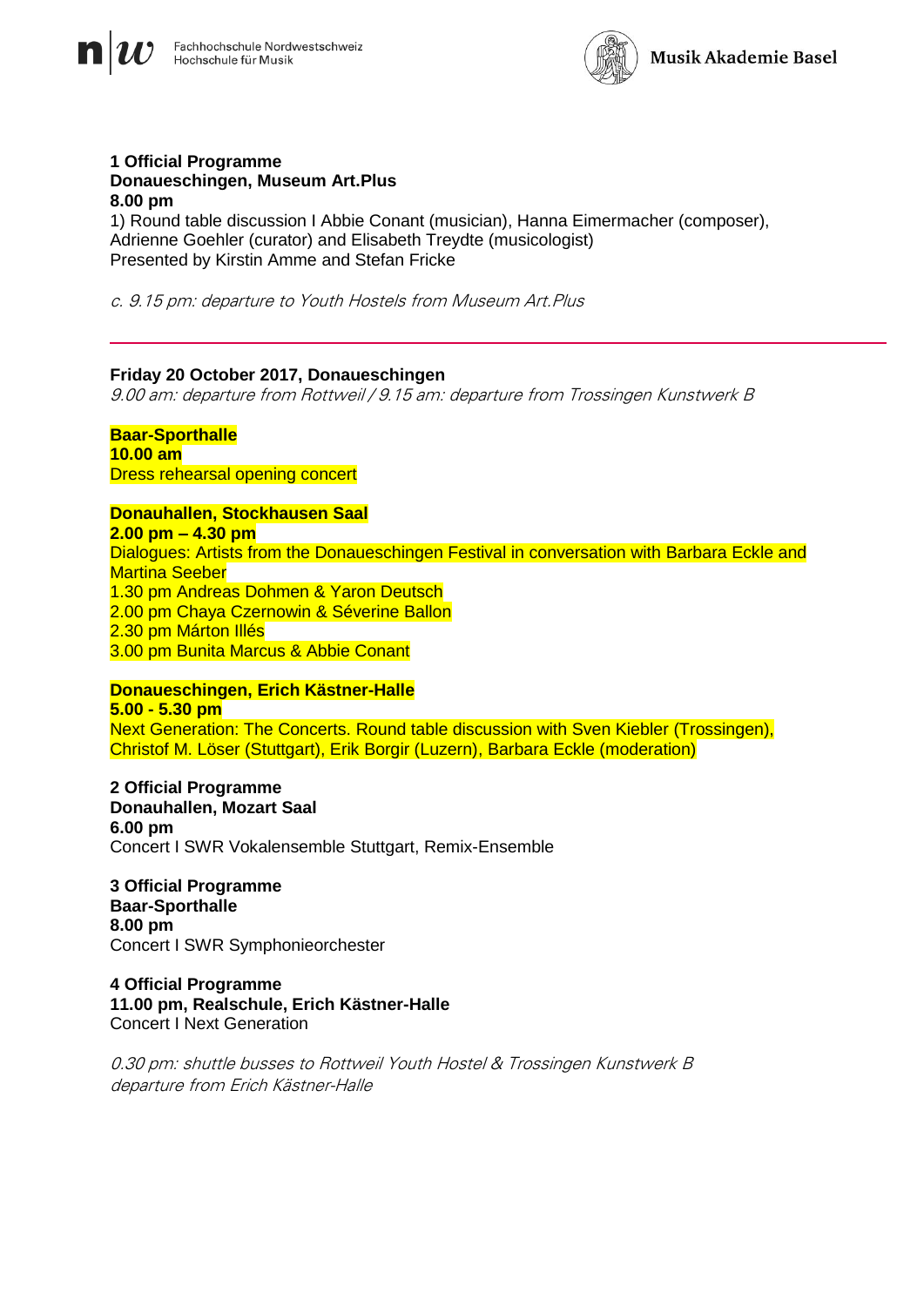**1 Official Programme**
**Donaueschingen, Museum Art.Plus**
**8.00 pm**
1) Round table discussion I Abbie Conant (musician), Hanna Eimermacher (composer), Adrienne Goehler (curator) and Elisabeth Treydte (musicologist)
Presented by Kirstin Amme and Stefan Fricke

*c. 9.15 pm: departure to Youth Hostels from Museum Art.Plus*

---

**Friday 20 October 2017, Donaueschingen**
*9.00 am: departure from Rottweil / 9.15 am: departure from Trossingen Kunstwerk B*

**Baar-Sporthalle**
**10.00 am**
Dress rehearsal opening concert

**Donauhallen, Stockhausen Saal**
**2.00 pm – 4.30 pm**
Dialogues: Artists from the Donaueschingen Festival in conversation with Barbara Eckle and Martina Seeber
1.30 pm Andreas Dohmen & Yaron Deutsch
2.00 pm Chaya Czernowin & Séverine Ballon
2.30 pm Márton Illés
3.00 pm Bunita Marcus & Abbie Conant

**Donaueschingen, Erich Kästner-Halle**
**5.00 - 5.30 pm**
Next Generation: The Concerts. Round table discussion with Sven Kiebler (Trossingen), Christof M. Löser (Stuttgart), Erik Borgir (Luzern), Barbara Eckle (moderation)

**2 Official Programme**
**Donauhallen, Mozart Saal**
**6.00 pm**
Concert I SWR Vokalensemble Stuttgart, Remix-Ensemble

**3 Official Programme**
**Baar-Sporthalle**
**8.00 pm**
Concert I SWR Symphonieorchester

**4 Official Programme**
**11.00 pm, Realschule, Erich Kästner-Halle**
Concert I Next Generation

*0.30 pm: shuttle busses to Rottweil Youth Hostel & Trossingen Kunstwerk B*
*departure from Erich Kästner-Halle*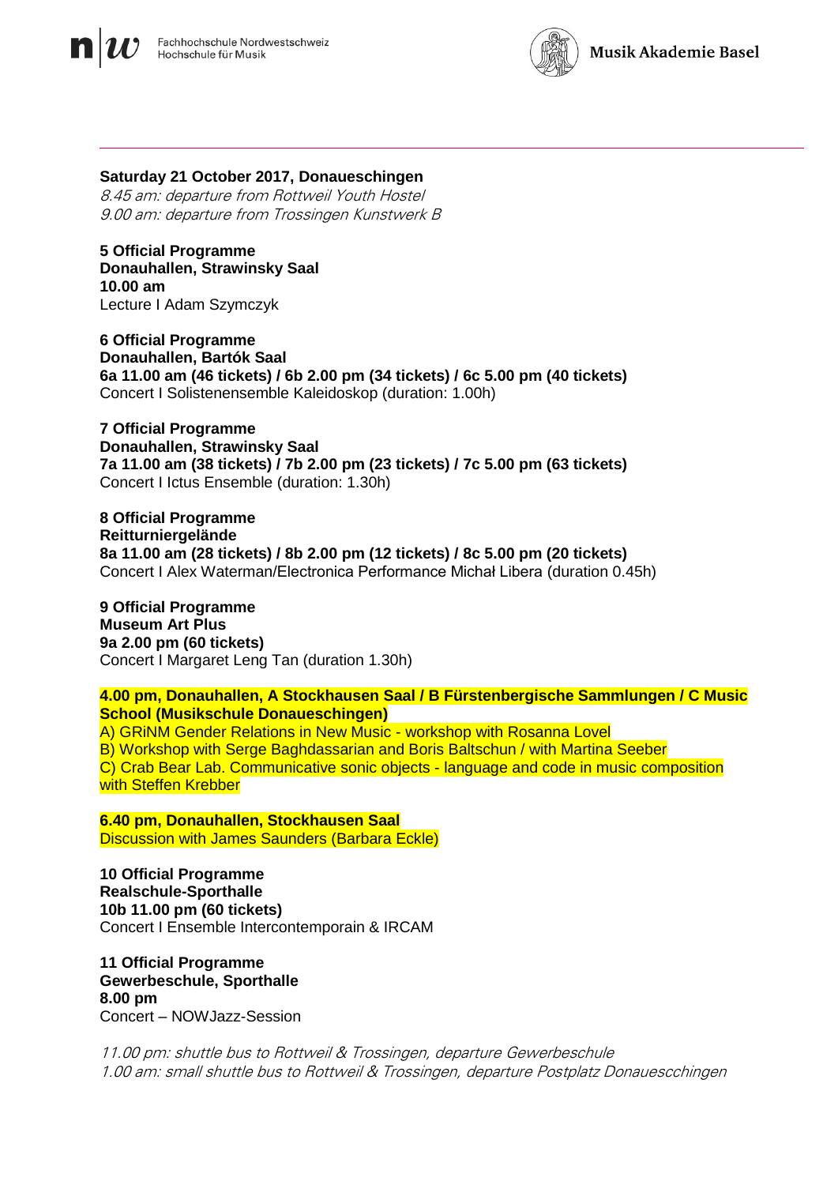**Saturday 21 October 2017, Donaueschingen**
*8.45 am: departure from Rottweil Youth Hostel*
*9.00 am: departure from Trossingen Kunstwerk B*

**5 Official Programme**
**Donauhallen, Strawinsky Saal**
**10.00 am**
Lecture I Adam Szymczyk

**6 Official Programme**
**Donauhallen, Bartók Saal**
**6a 11.00 am (46 tickets) / 6b 2.00 pm (34 tickets) / 6c 5.00 pm (40 tickets)**
Concert I Solistenensemble Kaleidoskop (duration: 1.00h)

**7 Official Programme**
**Donauhallen, Strawinsky Saal**
**7a 11.00 am (38 tickets) / 7b 2.00 pm (23 tickets) / 7c 5.00 pm (63 tickets)**
Concert I Ictus Ensemble (duration: 1.30h)

**8 Official Programme**
**Reitturniergelände**
**8a 11.00 am (28 tickets) / 8b 2.00 pm (12 tickets) / 8c 5.00 pm (20 tickets)**
Concert I Alex Waterman/Electronica Performance Michał Libera (duration 0.45h)

**9 Official Programme**
**Museum Art Plus**
**9a 2.00 pm (60 tickets)**
Concert I Margaret Leng Tan (duration 1.30h)

**4.00 pm, Donauhallen, A Stockhausen Saal / B Fürstenbergische Sammlungen / C Music School (Musikschule Donaueschingen)**
A) GRiNM Gender Relations in New Music - workshop with Rosanna Lovel
B) Workshop with Serge Baghdassarian and Boris Baltschun / with Martina Seeber
C) Crab Bear Lab. Communicative sonic objects - language and code in music composition with Steffen Krebber

**6.40 pm, Donauhallen, Stockhausen Saal**
Discussion with James Saunders (Barbara Eckle)

**10 Official Programme**
**Realschule-Sporthalle**
**10b 11.00 pm (60 tickets)**
Concert I Ensemble Intercontemporain & IRCAM

**11 Official Programme**
**Gewerbeschule, Sporthalle**
**8.00 pm**
Concert – NOWJazz-Session

*11.00 pm: shuttle bus to Rottweil & Trossingen, departure Gewerbeschule*
*1.00 am: small shuttle bus to Rottweil & Trossingen, departure Postplatz Donauescchingen*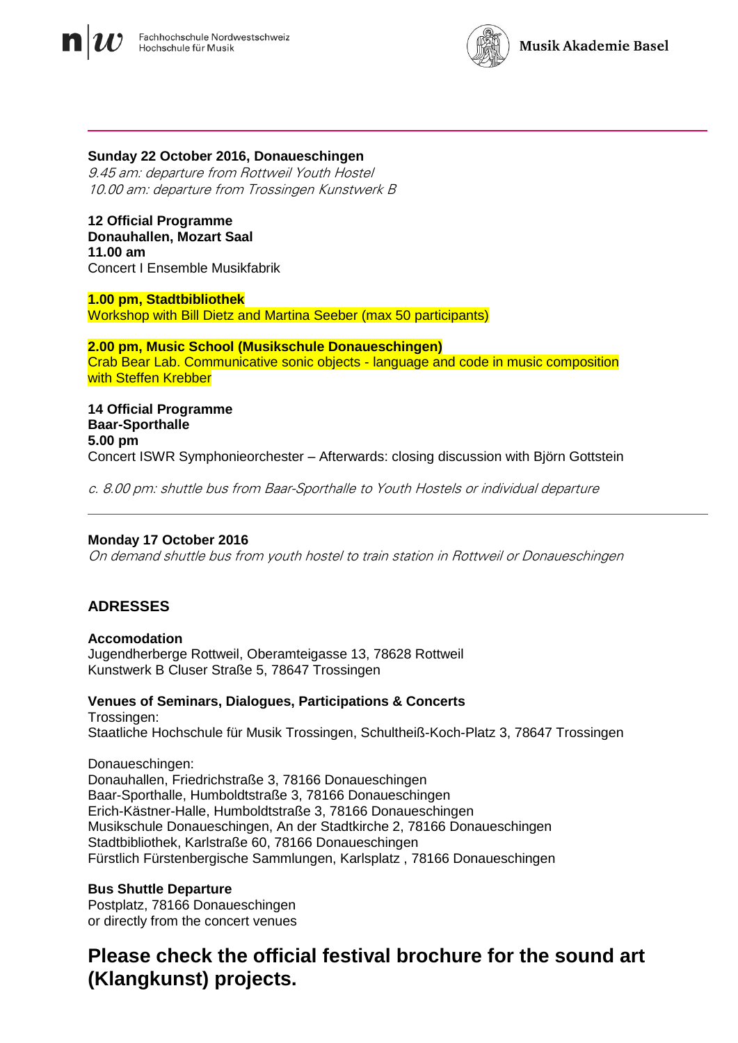**Sunday 22 October 2016, Donaueschingen**
*9.45 am: departure from Rottweil Youth Hostel*
*10.00 am: departure from Trossingen Kunstwerk B*

**12 Official Programme**
**Donauhallen, Mozart Saal**
**11.00 am**
Concert I Ensemble Musikfabrik

**1.00 pm, Stadtbibliothek**
Workshop with Bill Dietz and Martina Seeber (max 50 participants)

**2.00 pm, Music School (Musikschule Donaueschingen)**
Crab Bear Lab. Communicative sonic objects - language and code in music composition with Steffen Krebber

**14 Official Programme**
**Baar-Sporthalle**
**5.00 pm**
Concert ISWR Symphonieorchester – Afterwards: closing discussion with Björn Gottstein

*c. 8.00 pm: shuttle bus from Baar-Sporthalle to Youth Hostels or individual departure*

---

**Monday 17 October 2016**
*On demand shuttle bus from youth hostel to train station in Rottweil or Donaueschingen*

## ADRESSES

**Accomodation**
Jugendherberge Rottweil, Oberamteigasse 13, 78628 Rottweil
Kunstwerk B Cluser Straße 5, 78647 Trossingen

**Venues of Seminars, Dialogues, Participations & Concerts**
Trossingen:
Staatliche Hochschule für Musik Trossingen, Schultheiß-Koch-Platz 3, 78647 Trossingen

Donaueschingen:
Donauhallen, Friedrichstraße 3, 78166 Donaueschingen
Baar-Sporthalle, Humboldtstraße 3, 78166 Donaueschingen
Erich-Kästner-Halle, Humboldtstraße 3, 78166 Donaueschingen
Musikschule Donaueschingen, An der Stadtkirche 2, 78166 Donaueschingen
Stadtbibliothek, Karlstraße 60, 78166 Donaueschingen
Fürstlich Fürstenbergische Sammlungen, Karlsplatz , 78166 Donaueschingen

**Bus Shuttle Departure**
Postplatz, 78166 Donaueschingen
or directly from the concert venues

## Please check the official festival brochure for the sound art (Klangkunst) projects.